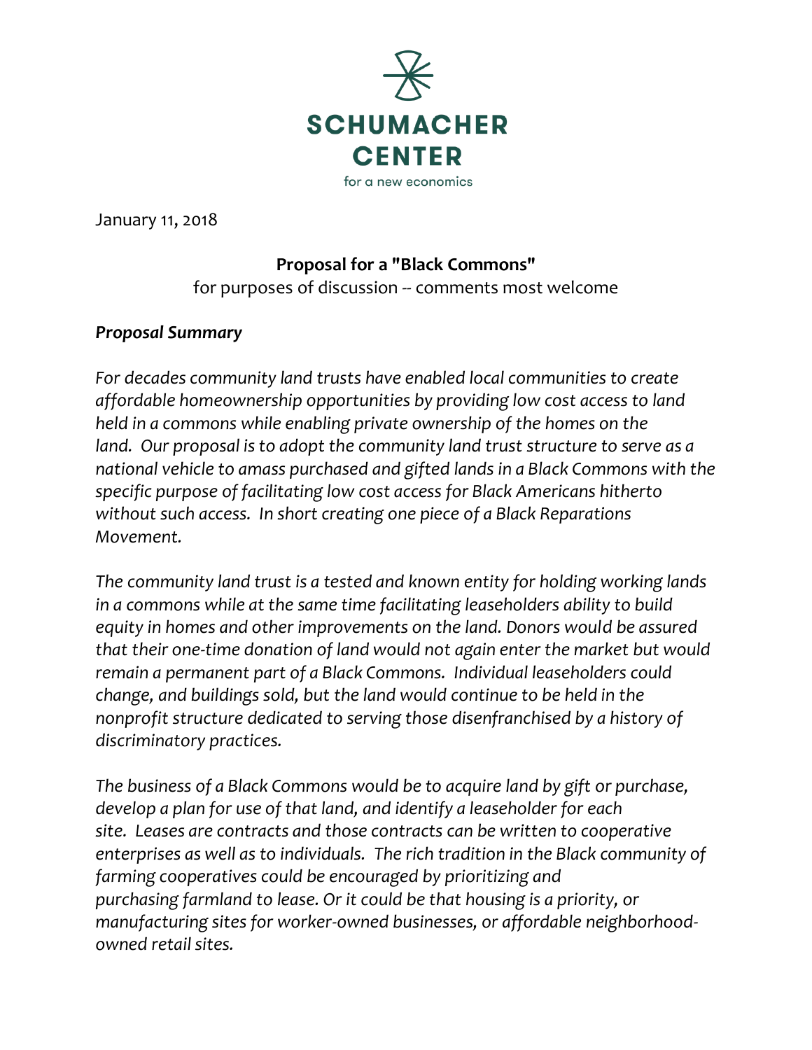**SCHUMACHER CENTER**
for a new economics

January 11, 2018

**Proposal for a "Black Commons"**
for purposes of discussion -- comments most welcome

***Proposal Summary***

*For decades community land trusts have enabled local communities to create affordable homeownership opportunities by providing low cost access to land held in a commons while enabling private ownership of the homes on the land. Our proposal is to adopt the community land trust structure to serve as a national vehicle to amass purchased and gifted lands in a Black Commons with the specific purpose of facilitating low cost access for Black Americans hitherto without such access. In short creating one piece of a Black Reparations Movement.*

*The community land trust is a tested and known entity for holding working lands in a commons while at the same time facilitating leaseholders ability to build equity in homes and other improvements on the land. Donors would be assured that their one-time donation of land would not again enter the market but would remain a permanent part of a Black Commons. Individual leaseholders could change, and buildings sold, but the land would continue to be held in the nonprofit structure dedicated to serving those disenfranchised by a history of discriminatory practices.*

*The business of a Black Commons would be to acquire land by gift or purchase, develop a plan for use of that land, and identify a leaseholder for each site. Leases are contracts and those contracts can be written to cooperative enterprises as well as to individuals. The rich tradition in the Black community of farming cooperatives could be encouraged by prioritizing and purchasing farmland to lease. Or it could be that housing is a priority, or manufacturing sites for worker-owned businesses, or affordable neighborhood-owned retail sites.*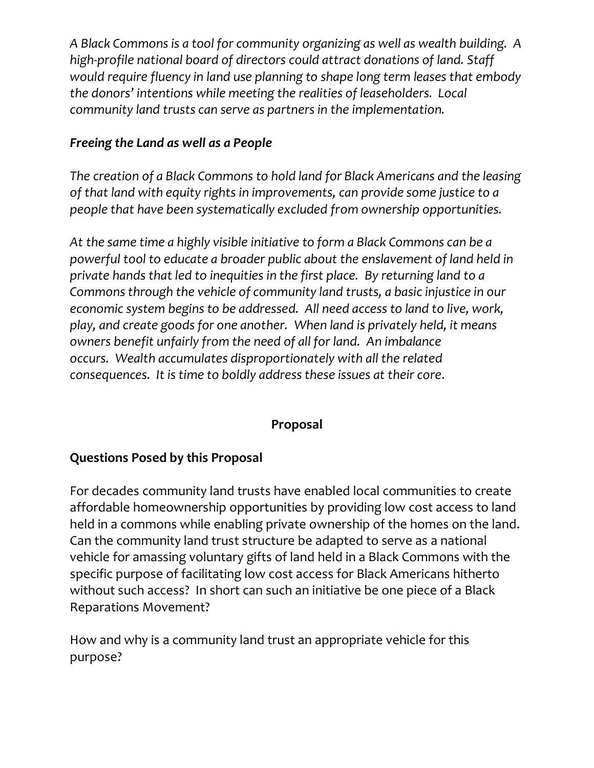*A Black Commons is a tool for community organizing as well as wealth building. A high-profile national board of directors could attract donations of land. Staff would require fluency in land use planning to shape long term leases that embody the donors' intentions while meeting the realities of leaseholders. Local community land trusts can serve as partners in the implementation.*

### *Freeing the Land as well as a People*

*The creation of a Black Commons to hold land for Black Americans and the leasing of that land with equity rights in improvements, can provide some justice to a people that have been systematically excluded from ownership opportunities.*

*At the same time a highly visible initiative to form a Black Commons can be a powerful tool to educate a broader public about the enslavement of land held in private hands that led to inequities in the first place. By returning land to a Commons through the vehicle of community land trusts, a basic injustice in our economic system begins to be addressed. All need access to land to live, work, play, and create goods for one another. When land is privately held, it means owners benefit unfairly from the need of all for land. An imbalance occurs. Wealth accumulates disproportionately with all the related consequences. It is time to boldly address these issues at their core.*

## Proposal

### Questions Posed by this Proposal

For decades community land trusts have enabled local communities to create affordable homeownership opportunities by providing low cost access to land held in a commons while enabling private ownership of the homes on the land. Can the community land trust structure be adapted to serve as a national vehicle for amassing voluntary gifts of land held in a Black Commons with the specific purpose of facilitating low cost access for Black Americans hitherto without such access? In short can such an initiative be one piece of a Black Reparations Movement?

How and why is a community land trust an appropriate vehicle for this purpose?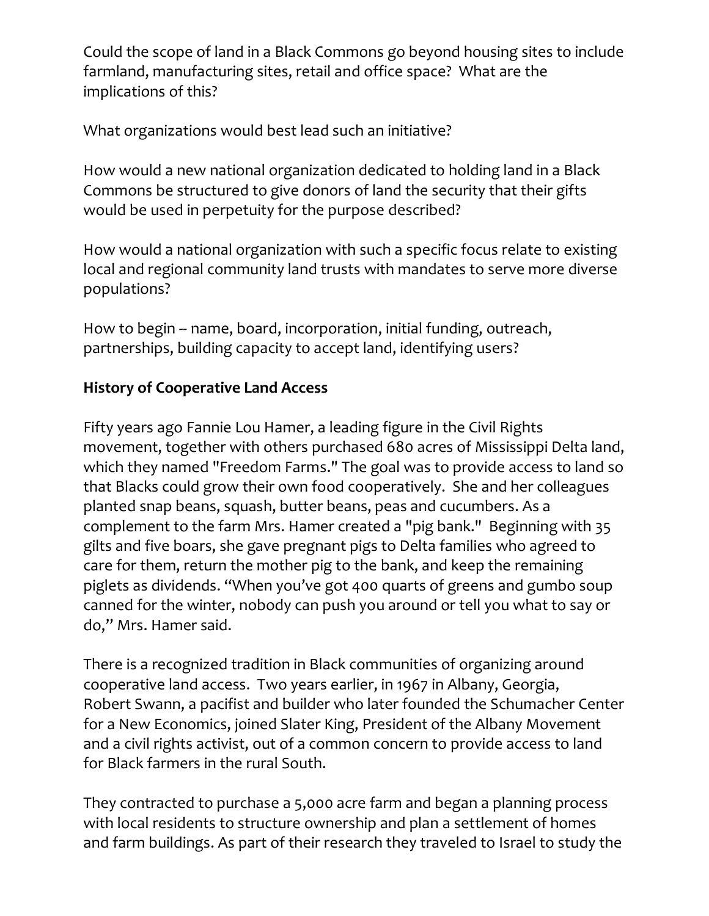Could the scope of land in a Black Commons go beyond housing sites to include farmland, manufacturing sites, retail and office space? What are the implications of this?

What organizations would best lead such an initiative?

How would a new national organization dedicated to holding land in a Black Commons be structured to give donors of land the security that their gifts would be used in perpetuity for the purpose described?

How would a national organization with such a specific focus relate to existing local and regional community land trusts with mandates to serve more diverse populations?

How to begin -- name, board, incorporation, initial funding, outreach, partnerships, building capacity to accept land, identifying users?

**History of Cooperative Land Access**

Fifty years ago Fannie Lou Hamer, a leading figure in the Civil Rights movement, together with others purchased 680 acres of Mississippi Delta land, which they named "Freedom Farms." The goal was to provide access to land so that Blacks could grow their own food cooperatively. She and her colleagues planted snap beans, squash, butter beans, peas and cucumbers. As a complement to the farm Mrs. Hamer created a "pig bank." Beginning with 35 gilts and five boars, she gave pregnant pigs to Delta families who agreed to care for them, return the mother pig to the bank, and keep the remaining piglets as dividends. "When you've got 400 quarts of greens and gumbo soup canned for the winter, nobody can push you around or tell you what to say or do," Mrs. Hamer said.

There is a recognized tradition in Black communities of organizing around cooperative land access. Two years earlier, in 1967 in Albany, Georgia, Robert Swann, a pacifist and builder who later founded the Schumacher Center for a New Economics, joined Slater King, President of the Albany Movement and a civil rights activist, out of a common concern to provide access to land for Black farmers in the rural South.

They contracted to purchase a 5,000 acre farm and began a planning process with local residents to structure ownership and plan a settlement of homes and farm buildings. As part of their research they traveled to Israel to study the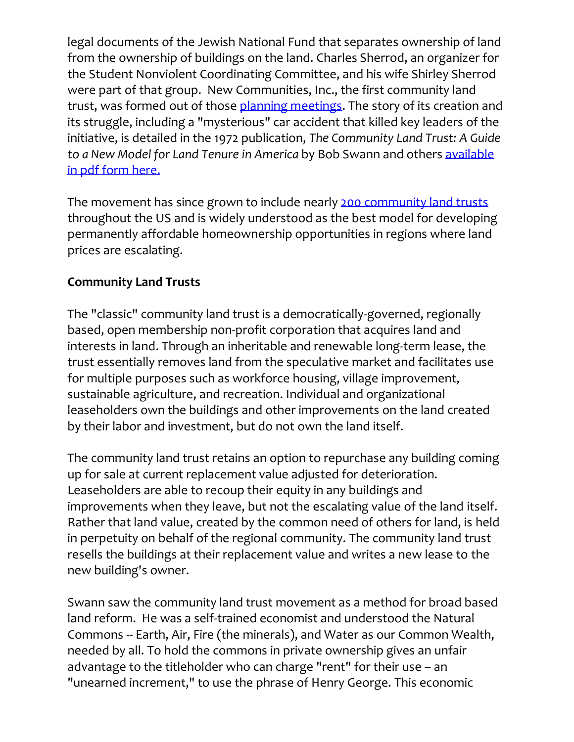legal documents of the Jewish National Fund that separates ownership of land from the ownership of buildings on the land. Charles Sherrod, an organizer for the Student Nonviolent Coordinating Committee, and his wife Shirley Sherrod were part of that group. New Communities, Inc., the first community land trust, was formed out of those planning meetings. The story of its creation and its struggle, including a "mysterious" car accident that killed key leaders of the initiative, is detailed in the 1972 publication, *The Community Land Trust: A Guide to a New Model for Land Tenure in America* by Bob Swann and others available in pdf form here.

The movement has since grown to include nearly 200 community land trusts throughout the US and is widely understood as the best model for developing permanently affordable homeownership opportunities in regions where land prices are escalating.

**Community Land Trusts**

The "classic" community land trust is a democratically-governed, regionally based, open membership non-profit corporation that acquires land and interests in land. Through an inheritable and renewable long-term lease, the trust essentially removes land from the speculative market and facilitates use for multiple purposes such as workforce housing, village improvement, sustainable agriculture, and recreation. Individual and organizational leaseholders own the buildings and other improvements on the land created by their labor and investment, but do not own the land itself.

The community land trust retains an option to repurchase any building coming up for sale at current replacement value adjusted for deterioration. Leaseholders are able to recoup their equity in any buildings and improvements when they leave, but not the escalating value of the land itself. Rather that land value, created by the common need of others for land, is held in perpetuity on behalf of the regional community. The community land trust resells the buildings at their replacement value and writes a new lease to the new building's owner.

Swann saw the community land trust movement as a method for broad based land reform. He was a self-trained economist and understood the Natural Commons -- Earth, Air, Fire (the minerals), and Water as our Common Wealth, needed by all. To hold the commons in private ownership gives an unfair advantage to the titleholder who can charge "rent" for their use – an "unearned increment," to use the phrase of Henry George. This economic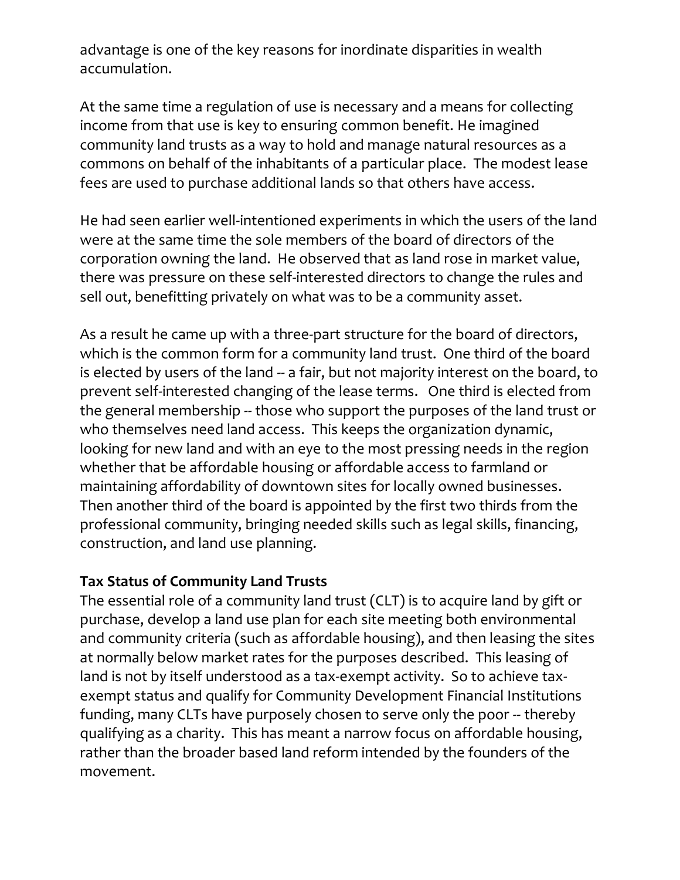advantage is one of the key reasons for inordinate disparities in wealth accumulation.

At the same time a regulation of use is necessary and a means for collecting income from that use is key to ensuring common benefit. He imagined community land trusts as a way to hold and manage natural resources as a commons on behalf of the inhabitants of a particular place. The modest lease fees are used to purchase additional lands so that others have access.

He had seen earlier well-intentioned experiments in which the users of the land were at the same time the sole members of the board of directors of the corporation owning the land. He observed that as land rose in market value, there was pressure on these self-interested directors to change the rules and sell out, benefitting privately on what was to be a community asset.

As a result he came up with a three-part structure for the board of directors, which is the common form for a community land trust. One third of the board is elected by users of the land -- a fair, but not majority interest on the board, to prevent self-interested changing of the lease terms. One third is elected from the general membership -- those who support the purposes of the land trust or who themselves need land access. This keeps the organization dynamic, looking for new land and with an eye to the most pressing needs in the region whether that be affordable housing or affordable access to farmland or maintaining affordability of downtown sites for locally owned businesses. Then another third of the board is appointed by the first two thirds from the professional community, bringing needed skills such as legal skills, financing, construction, and land use planning.

**Tax Status of Community Land Trusts**

The essential role of a community land trust (CLT) is to acquire land by gift or purchase, develop a land use plan for each site meeting both environmental and community criteria (such as affordable housing), and then leasing the sites at normally below market rates for the purposes described. This leasing of land is not by itself understood as a tax-exempt activity. So to achieve tax-exempt status and qualify for Community Development Financial Institutions funding, many CLTs have purposely chosen to serve only the poor -- thereby qualifying as a charity. This has meant a narrow focus on affordable housing, rather than the broader based land reform intended by the founders of the movement.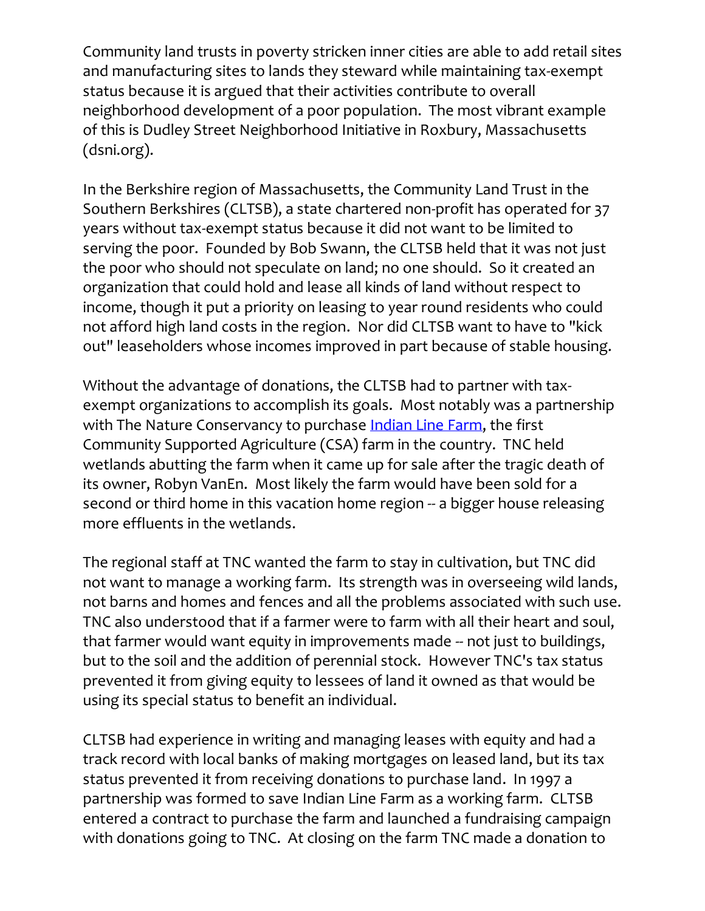Community land trusts in poverty stricken inner cities are able to add retail sites and manufacturing sites to lands they steward while maintaining tax-exempt status because it is argued that their activities contribute to overall neighborhood development of a poor population. The most vibrant example of this is Dudley Street Neighborhood Initiative in Roxbury, Massachusetts (dsni.org).

In the Berkshire region of Massachusetts, the Community Land Trust in the Southern Berkshires (CLTSB), a state chartered non-profit has operated for 37 years without tax-exempt status because it did not want to be limited to serving the poor. Founded by Bob Swann, the CLTSB held that it was not just the poor who should not speculate on land; no one should. So it created an organization that could hold and lease all kinds of land without respect to income, though it put a priority on leasing to year round residents who could not afford high land costs in the region. Nor did CLTSB want to have to "kick out" leaseholders whose incomes improved in part because of stable housing.

Without the advantage of donations, the CLTSB had to partner with tax-exempt organizations to accomplish its goals. Most notably was a partnership with The Nature Conservancy to purchase [Indian Line Farm](), the first Community Supported Agriculture (CSA) farm in the country. TNC held wetlands abutting the farm when it came up for sale after the tragic death of its owner, Robyn VanEn. Most likely the farm would have been sold for a second or third home in this vacation home region -- a bigger house releasing more effluents in the wetlands.

The regional staff at TNC wanted the farm to stay in cultivation, but TNC did not want to manage a working farm. Its strength was in overseeing wild lands, not barns and homes and fences and all the problems associated with such use. TNC also understood that if a farmer were to farm with all their heart and soul, that farmer would want equity in improvements made -- not just to buildings, but to the soil and the addition of perennial stock. However TNC's tax status prevented it from giving equity to lessees of land it owned as that would be using its special status to benefit an individual.

CLTSB had experience in writing and managing leases with equity and had a track record with local banks of making mortgages on leased land, but its tax status prevented it from receiving donations to purchase land. In 1997 a partnership was formed to save Indian Line Farm as a working farm. CLTSB entered a contract to purchase the farm and launched a fundraising campaign with donations going to TNC. At closing on the farm TNC made a donation to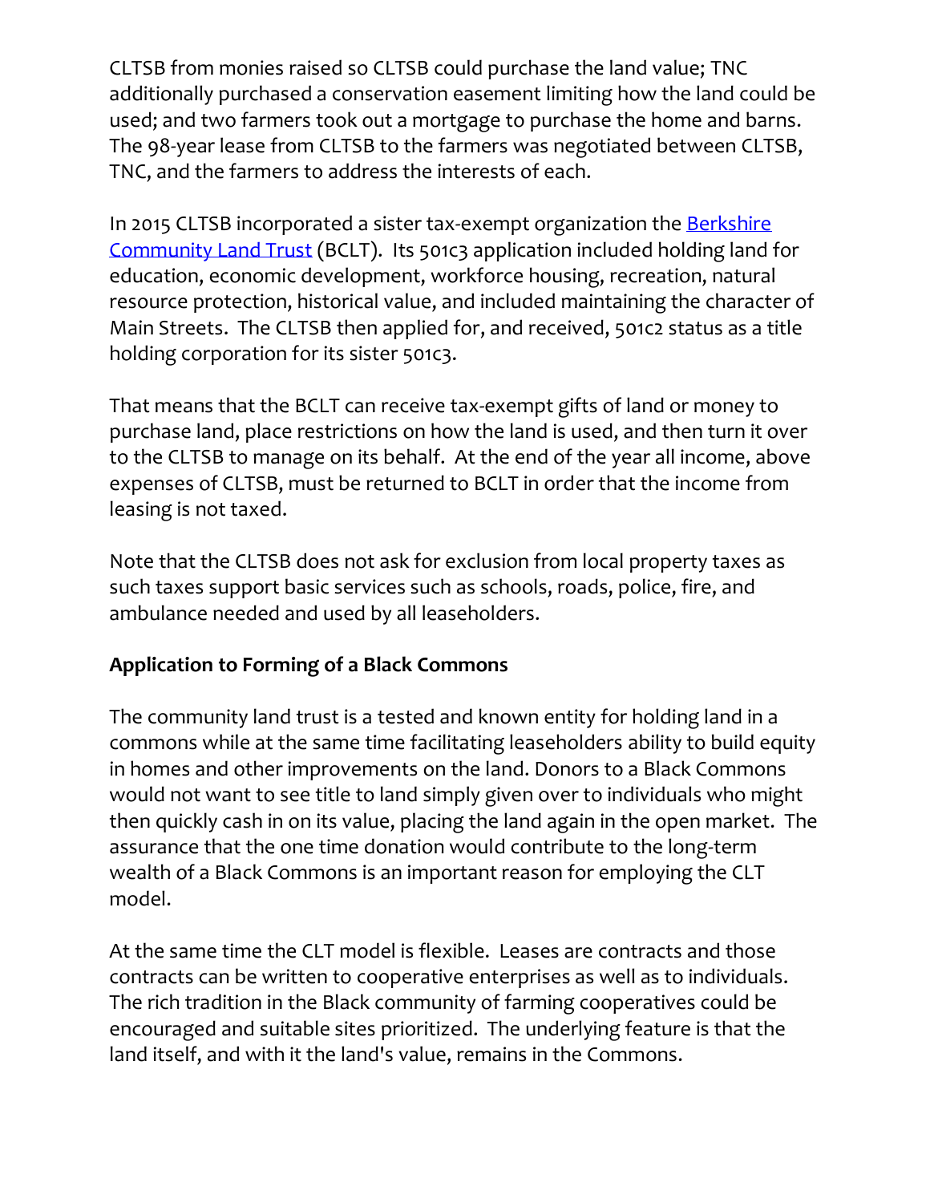CLTSB from monies raised so CLTSB could purchase the land value; TNC additionally purchased a conservation easement limiting how the land could be used; and two farmers took out a mortgage to purchase the home and barns. The 98-year lease from CLTSB to the farmers was negotiated between CLTSB, TNC, and the farmers to address the interests of each.

In 2015 CLTSB incorporated a sister tax-exempt organization the [Berkshire Community Land Trust](Berkshire Community Land Trust) (BCLT). Its 501c3 application included holding land for education, economic development, workforce housing, recreation, natural resource protection, historical value, and included maintaining the character of Main Streets. The CLTSB then applied for, and received, 501c2 status as a title holding corporation for its sister 501c3.

That means that the BCLT can receive tax-exempt gifts of land or money to purchase land, place restrictions on how the land is used, and then turn it over to the CLTSB to manage on its behalf. At the end of the year all income, above expenses of CLTSB, must be returned to BCLT in order that the income from leasing is not taxed.

Note that the CLTSB does not ask for exclusion from local property taxes as such taxes support basic services such as schools, roads, police, fire, and ambulance needed and used by all leaseholders.

**Application to Forming of a Black Commons**

The community land trust is a tested and known entity for holding land in a commons while at the same time facilitating leaseholders ability to build equity in homes and other improvements on the land. Donors to a Black Commons would not want to see title to land simply given over to individuals who might then quickly cash in on its value, placing the land again in the open market. The assurance that the one time donation would contribute to the long-term wealth of a Black Commons is an important reason for employing the CLT model.

At the same time the CLT model is flexible. Leases are contracts and those contracts can be written to cooperative enterprises as well as to individuals. The rich tradition in the Black community of farming cooperatives could be encouraged and suitable sites prioritized. The underlying feature is that the land itself, and with it the land's value, remains in the Commons.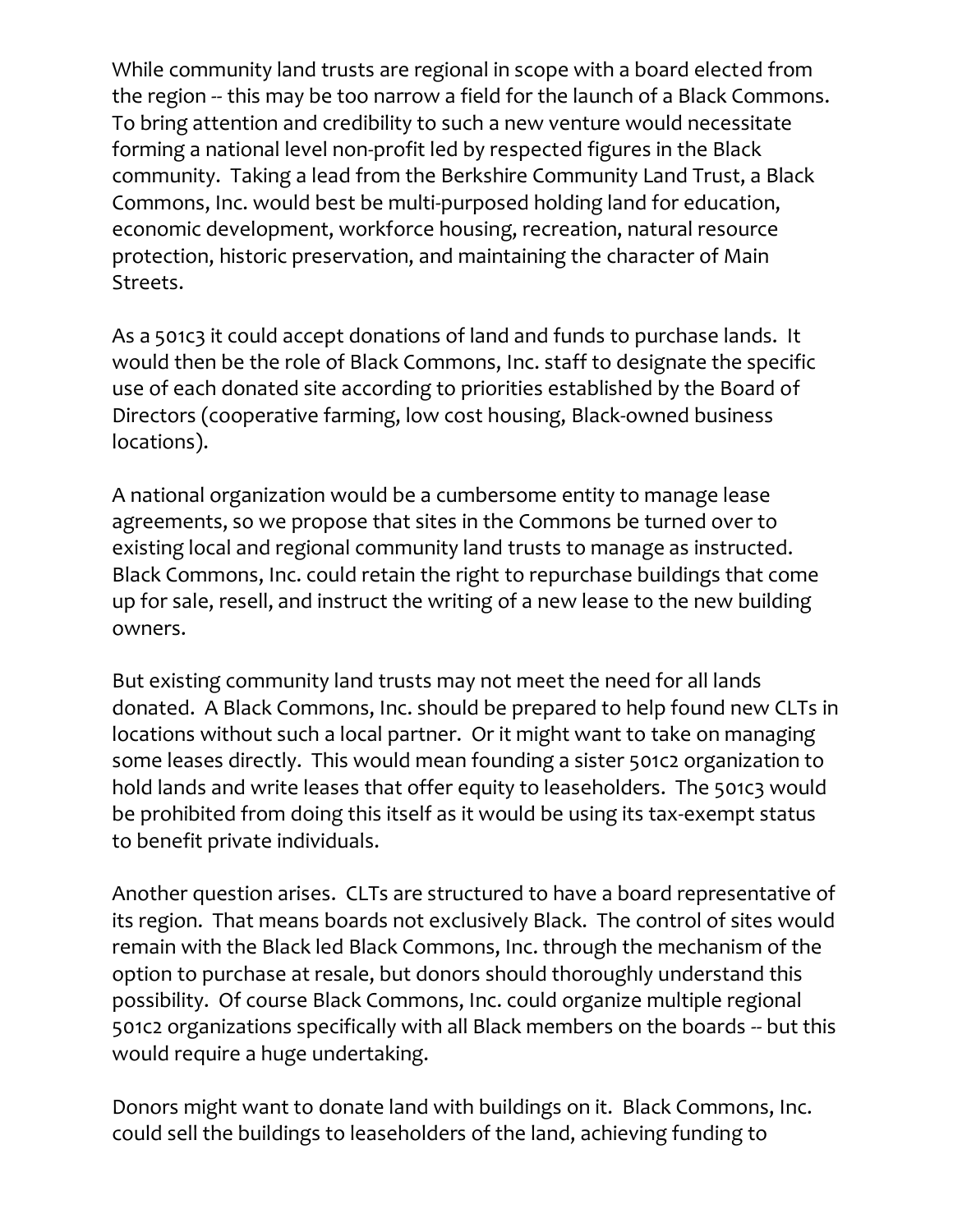While community land trusts are regional in scope with a board elected from the region -- this may be too narrow a field for the launch of a Black Commons. To bring attention and credibility to such a new venture would necessitate forming a national level non-profit led by respected figures in the Black community. Taking a lead from the Berkshire Community Land Trust, a Black Commons, Inc. would best be multi-purposed holding land for education, economic development, workforce housing, recreation, natural resource protection, historic preservation, and maintaining the character of Main Streets.

As a 501c3 it could accept donations of land and funds to purchase lands. It would then be the role of Black Commons, Inc. staff to designate the specific use of each donated site according to priorities established by the Board of Directors (cooperative farming, low cost housing, Black-owned business locations).

A national organization would be a cumbersome entity to manage lease agreements, so we propose that sites in the Commons be turned over to existing local and regional community land trusts to manage as instructed. Black Commons, Inc. could retain the right to repurchase buildings that come up for sale, resell, and instruct the writing of a new lease to the new building owners.

But existing community land trusts may not meet the need for all lands donated. A Black Commons, Inc. should be prepared to help found new CLTs in locations without such a local partner. Or it might want to take on managing some leases directly. This would mean founding a sister 501c2 organization to hold lands and write leases that offer equity to leaseholders. The 501c3 would be prohibited from doing this itself as it would be using its tax-exempt status to benefit private individuals.

Another question arises. CLTs are structured to have a board representative of its region. That means boards not exclusively Black. The control of sites would remain with the Black led Black Commons, Inc. through the mechanism of the option to purchase at resale, but donors should thoroughly understand this possibility. Of course Black Commons, Inc. could organize multiple regional 501c2 organizations specifically with all Black members on the boards -- but this would require a huge undertaking.

Donors might want to donate land with buildings on it. Black Commons, Inc. could sell the buildings to leaseholders of the land, achieving funding to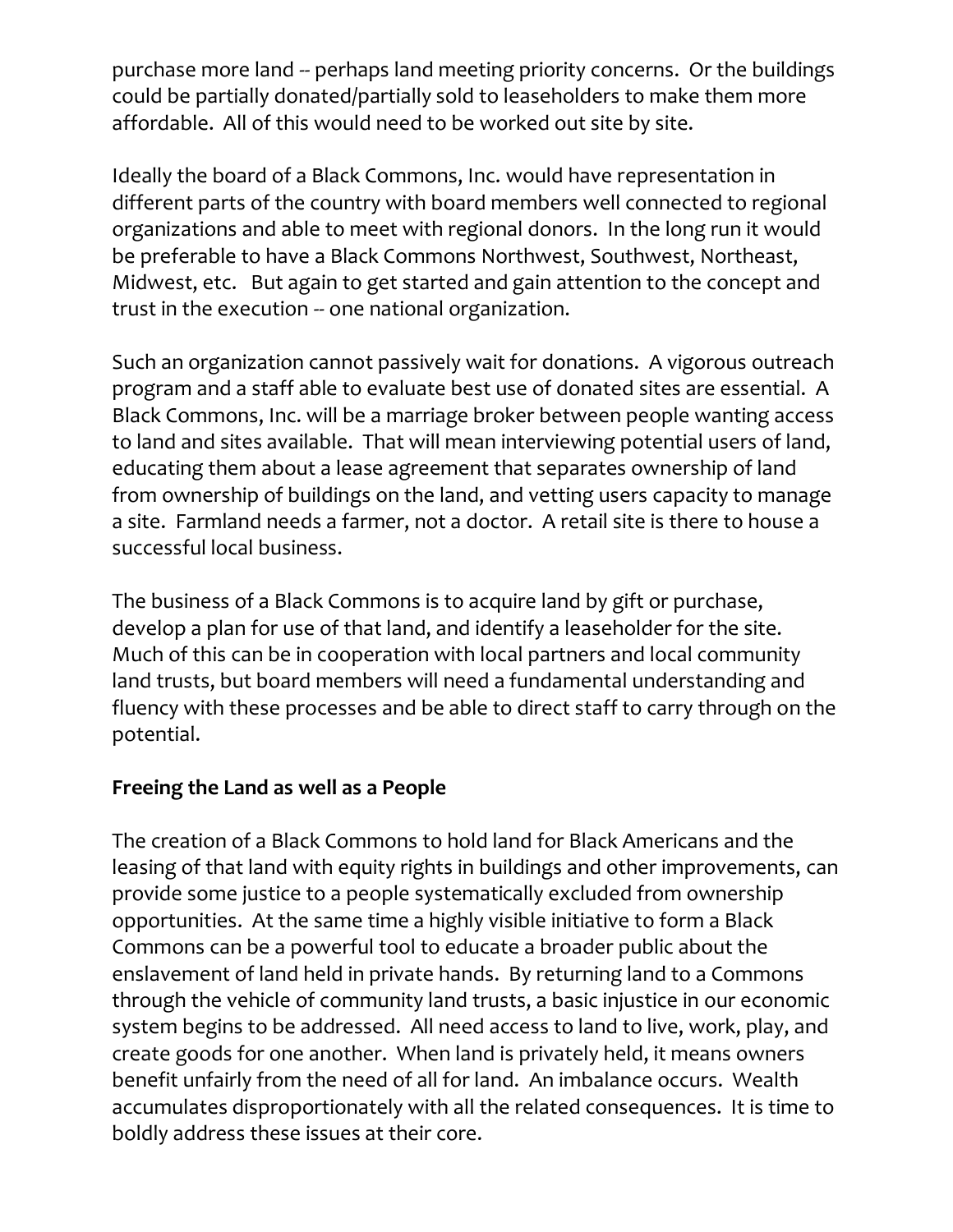purchase more land -- perhaps land meeting priority concerns. Or the buildings could be partially donated/partially sold to leaseholders to make them more affordable. All of this would need to be worked out site by site.

Ideally the board of a Black Commons, Inc. would have representation in different parts of the country with board members well connected to regional organizations and able to meet with regional donors. In the long run it would be preferable to have a Black Commons Northwest, Southwest, Northeast, Midwest, etc. But again to get started and gain attention to the concept and trust in the execution -- one national organization.

Such an organization cannot passively wait for donations. A vigorous outreach program and a staff able to evaluate best use of donated sites are essential. A Black Commons, Inc. will be a marriage broker between people wanting access to land and sites available. That will mean interviewing potential users of land, educating them about a lease agreement that separates ownership of land from ownership of buildings on the land, and vetting users capacity to manage a site. Farmland needs a farmer, not a doctor. A retail site is there to house a successful local business.

The business of a Black Commons is to acquire land by gift or purchase, develop a plan for use of that land, and identify a leaseholder for the site. Much of this can be in cooperation with local partners and local community land trusts, but board members will need a fundamental understanding and fluency with these processes and be able to direct staff to carry through on the potential.

**Freeing the Land as well as a People**

The creation of a Black Commons to hold land for Black Americans and the leasing of that land with equity rights in buildings and other improvements, can provide some justice to a people systematically excluded from ownership opportunities. At the same time a highly visible initiative to form a Black Commons can be a powerful tool to educate a broader public about the enslavement of land held in private hands. By returning land to a Commons through the vehicle of community land trusts, a basic injustice in our economic system begins to be addressed. All need access to land to live, work, play, and create goods for one another. When land is privately held, it means owners benefit unfairly from the need of all for land. An imbalance occurs. Wealth accumulates disproportionately with all the related consequences. It is time to boldly address these issues at their core.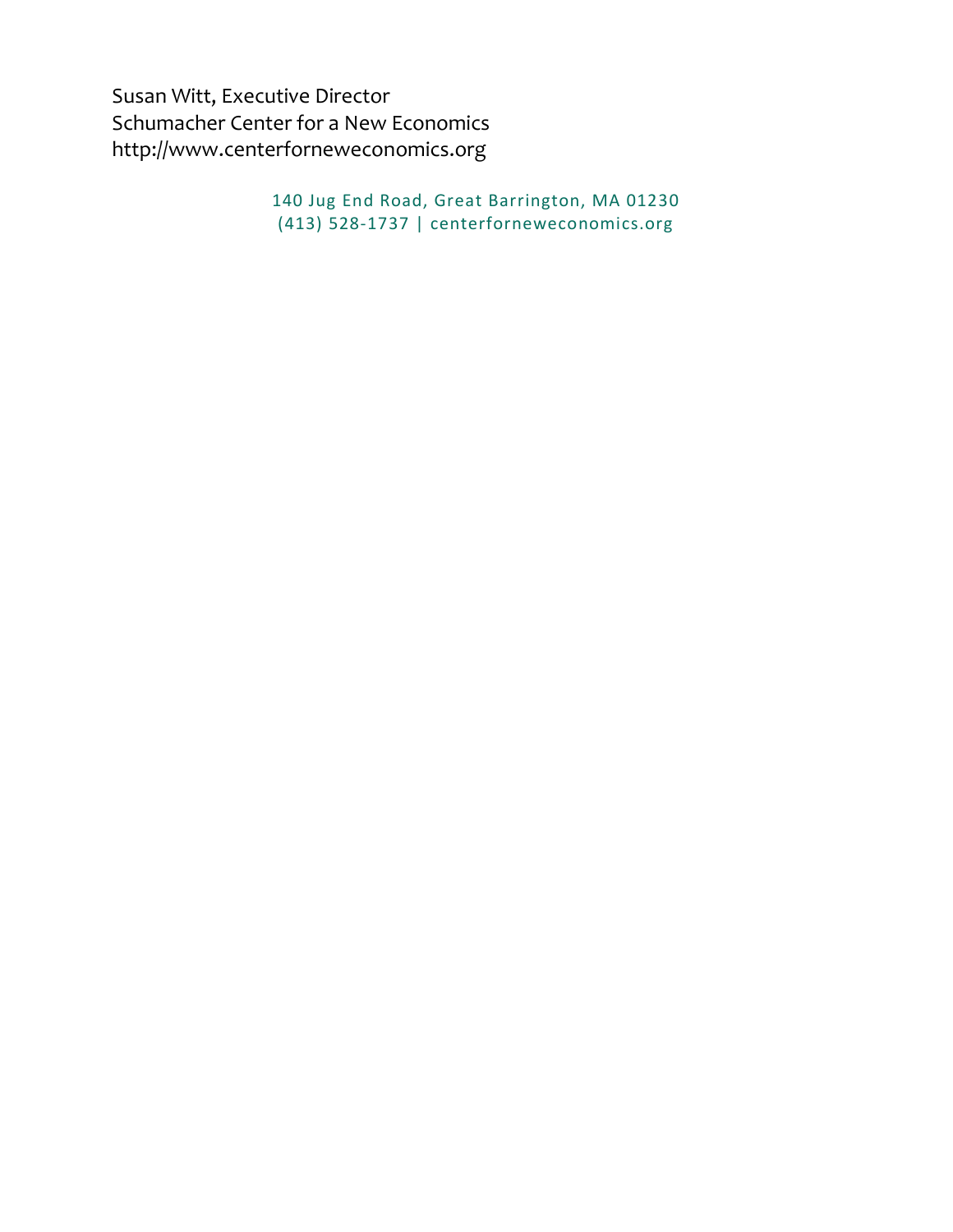Susan Witt, Executive Director
Schumacher Center for a New Economics
http://www.centerforneweconomics.org

140 Jug End Road, Great Barrington, MA 01230
(413) 528-1737 | centerforneweconomics.org